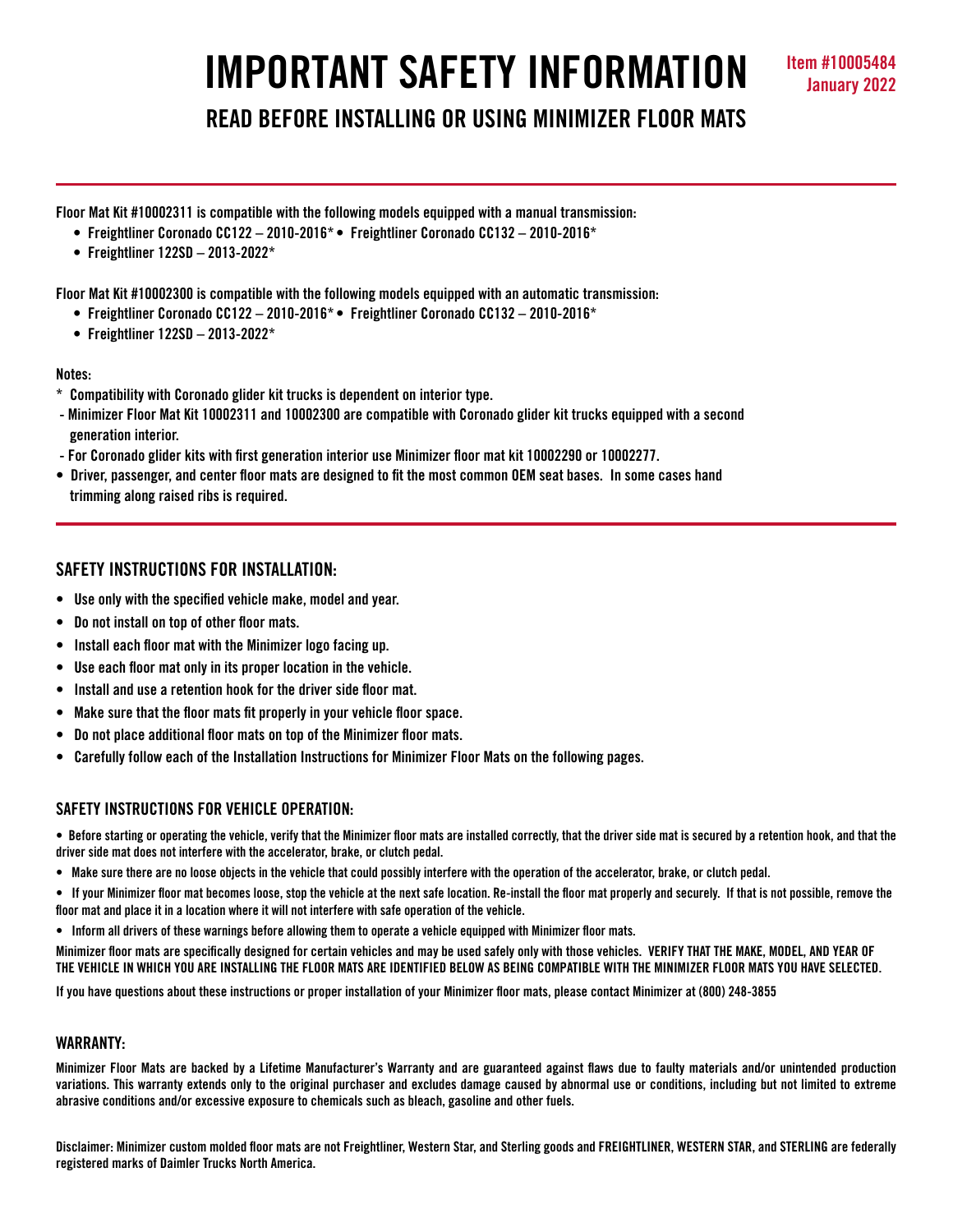# IMPORTANT SAFETY INFORMATION

Item #10005484
January 2022

## READ BEFORE INSTALLING OR USING MINIMIZER FLOOR MATS

**Floor Mat Kit #10002311 is compatible with the following models equipped with a manual transmission:**

- Freightliner Coronado CC122 – 2010-2016*
- Freightliner Coronado CC132 – 2010-2016*
- Freightliner 122SD – 2013-2022*

**Floor Mat Kit #10002300 is compatible with the following models equipped with an automatic transmission:**

- Freightliner Coronado CC122 – 2010-2016*
- Freightliner Coronado CC132 – 2010-2016*
- Freightliner 122SD – 2013-2022*

**Notes:**

\* Compatibility with Coronado glider kit trucks is dependent on interior type.

- Minimizer Floor Mat Kit 10002311 and 10002300 are compatible with Coronado glider kit trucks equipped with a second generation interior.
- For Coronado glider kits with first generation interior use Minimizer floor mat kit 10002290 or 10002277.

- Driver, passenger, and center floor mats are designed to fit the most common OEM seat bases. In some cases hand trimming along raised ribs is required.

### SAFETY INSTRUCTIONS FOR INSTALLATION:

- Use only with the specified vehicle make, model and year.
- Do not install on top of other floor mats.
- Install each floor mat with the Minimizer logo facing up.
- Use each floor mat only in its proper location in the vehicle.
- Install and use a retention hook for the driver side floor mat.
- Make sure that the floor mats fit properly in your vehicle floor space.
- Do not place additional floor mats on top of the Minimizer floor mats.
- Carefully follow each of the Installation Instructions for Minimizer Floor Mats on the following pages.

### SAFETY INSTRUCTIONS FOR VEHICLE OPERATION:

- Before starting or operating the vehicle, verify that the Minimizer floor mats are installed correctly, that the driver side mat is secured by a retention hook, and that the driver side mat does not interfere with the accelerator, brake, or clutch pedal.
- Make sure there are no loose objects in the vehicle that could possibly interfere with the operation of the accelerator, brake, or clutch pedal.
- If your Minimizer floor mat becomes loose, stop the vehicle at the next safe location. Re-install the floor mat properly and securely. If that is not possible, remove the floor mat and place it in a location where it will not interfere with safe operation of the vehicle.
- Inform all drivers of these warnings before allowing them to operate a vehicle equipped with Minimizer floor mats.

Minimizer floor mats are specifically designed for certain vehicles and may be used safely only with those vehicles. **VERIFY THAT THE MAKE, MODEL, AND YEAR OF THE VEHICLE IN WHICH YOU ARE INSTALLING THE FLOOR MATS ARE IDENTIFIED BELOW AS BEING COMPATIBLE WITH THE MINIMIZER FLOOR MATS YOU HAVE SELECTED.**

If you have questions about these instructions or proper installation of your Minimizer floor mats, please contact Minimizer at (800) 248-3855

### WARRANTY:

Minimizer Floor Mats are backed by a Lifetime Manufacturer's Warranty and are guaranteed against flaws due to faulty materials and/or unintended production variations. This warranty extends only to the original purchaser and excludes damage caused by abnormal use or conditions, including but not limited to extreme abrasive conditions and/or excessive exposure to chemicals such as bleach, gasoline and other fuels.

Disclaimer: Minimizer custom molded floor mats are not Freightliner, Western Star, and Sterling goods and FREIGHTLINER, WESTERN STAR, and STERLING are federally registered marks of Daimler Trucks North America.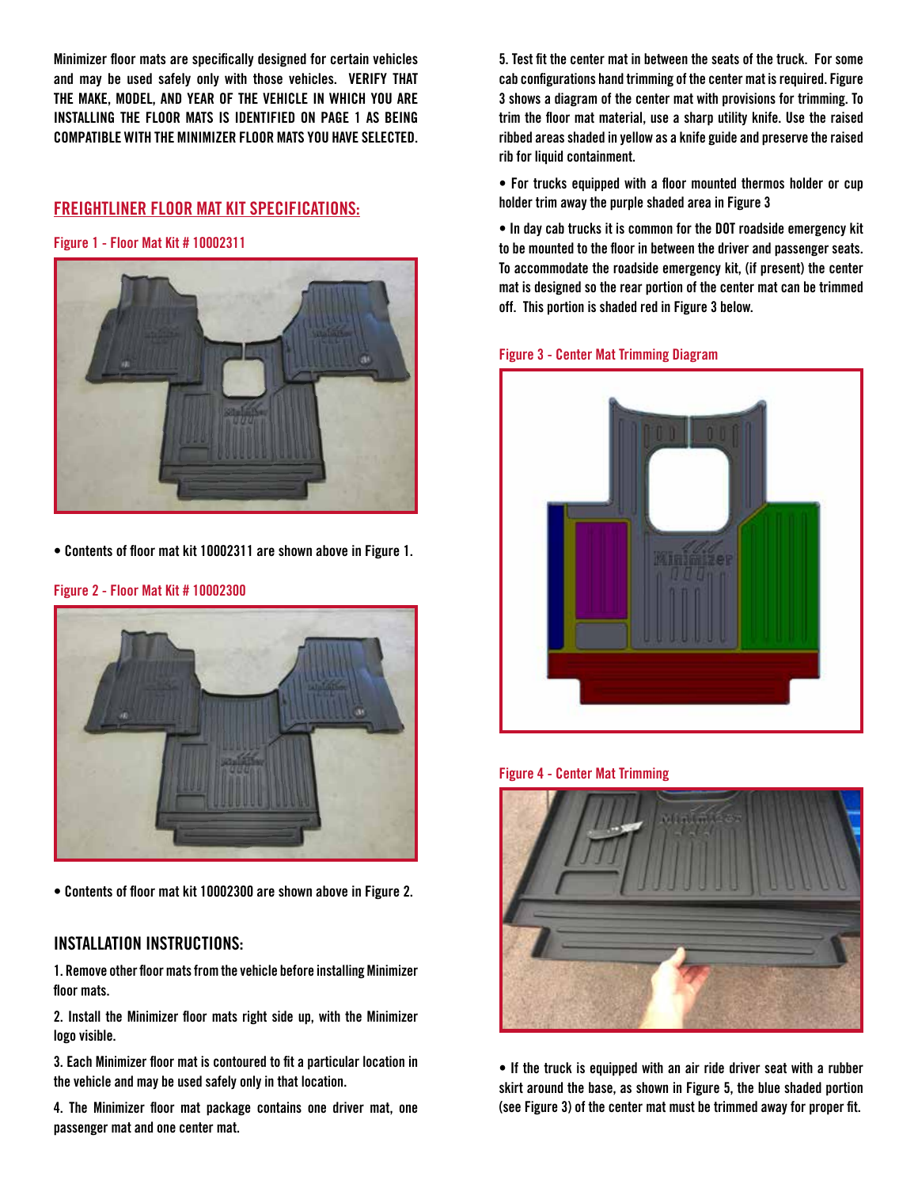Minimizer floor mats are specifically designed for certain vehicles and may be used safely only with those vehicles. VERIFY THAT THE MAKE, MODEL, AND YEAR OF THE VEHICLE IN WHICH YOU ARE INSTALLING THE FLOOR MATS IS IDENTIFIED ON PAGE 1 AS BEING COMPATIBLE WITH THE MINIMIZER FLOOR MATS YOU HAVE SELECTED.

## FREIGHTLINER FLOOR MAT KIT SPECIFICATIONS:

Figure 1 - Floor Mat Kit # 10002311

• Contents of floor mat kit 10002311 are shown above in Figure 1.

Figure 2 - Floor Mat Kit # 10002300

• Contents of floor mat kit 10002300 are shown above in Figure 2.

## INSTALLATION INSTRUCTIONS:

1. Remove other floor mats from the vehicle before installing Minimizer floor mats.

2. Install the Minimizer floor mats right side up, with the Minimizer logo visible.

3. Each Minimizer floor mat is contoured to fit a particular location in the vehicle and may be used safely only in that location.

4. The Minimizer floor mat package contains one driver mat, one passenger mat and one center mat.

5. Test fit the center mat in between the seats of the truck. For some cab configurations hand trimming of the center mat is required. Figure 3 shows a diagram of the center mat with provisions for trimming. To trim the floor mat material, use a sharp utility knife. Use the raised ribbed areas shaded in yellow as a knife guide and preserve the raised rib for liquid containment.

• For trucks equipped with a floor mounted thermos holder or cup holder trim away the purple shaded area in Figure 3

• In day cab trucks it is common for the DOT roadside emergency kit to be mounted to the floor in between the driver and passenger seats. To accommodate the roadside emergency kit, (if present) the center mat is designed so the rear portion of the center mat can be trimmed off. This portion is shaded red in Figure 3 below.

Figure 3 - Center Mat Trimming Diagram

Figure 4 - Center Mat Trimming

• If the truck is equipped with an air ride driver seat with a rubber skirt around the base, as shown in Figure 5, the blue shaded portion (see Figure 3) of the center mat must be trimmed away for proper fit.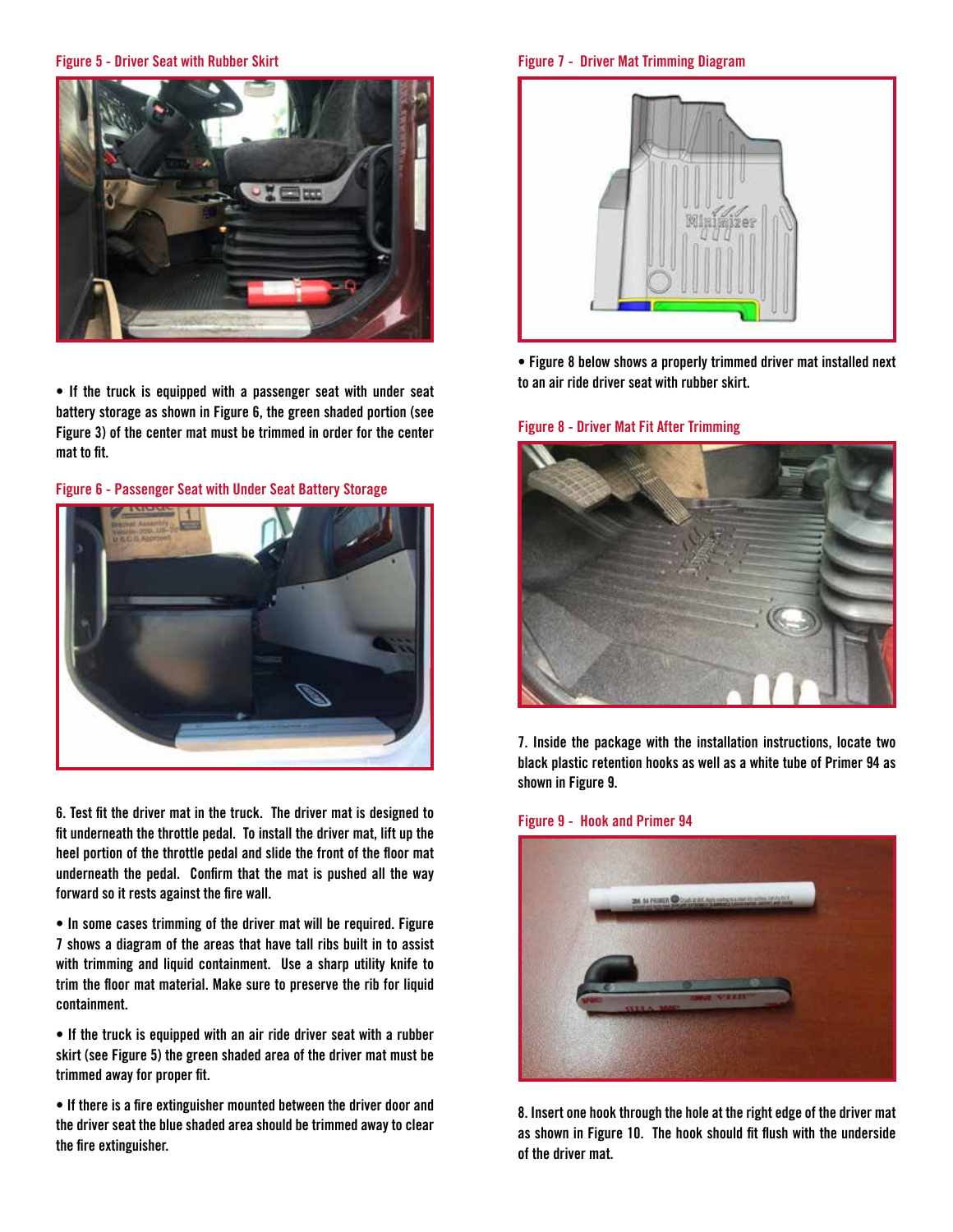Figure 5 - Driver Seat with Rubber Skirt

• If the truck is equipped with a passenger seat with under seat battery storage as shown in Figure 6, the green shaded portion (see Figure 3) of the center mat must be trimmed in order for the center mat to fit.

Figure 6 - Passenger Seat with Under Seat Battery Storage

6. Test fit the driver mat in the truck. The driver mat is designed to fit underneath the throttle pedal. To install the driver mat, lift up the heel portion of the throttle pedal and slide the front of the floor mat underneath the pedal. Confirm that the mat is pushed all the way forward so it rests against the fire wall.

• In some cases trimming of the driver mat will be required. Figure 7 shows a diagram of the areas that have tall ribs built in to assist with trimming and liquid containment. Use a sharp utility knife to trim the floor mat material. Make sure to preserve the rib for liquid containment.

• If the truck is equipped with an air ride driver seat with a rubber skirt (see Figure 5) the green shaded area of the driver mat must be trimmed away for proper fit.

• If there is a fire extinguisher mounted between the driver door and the driver seat the blue shaded area should be trimmed away to clear the fire extinguisher.

Figure 7 - Driver Mat Trimming Diagram

• Figure 8 below shows a properly trimmed driver mat installed next to an air ride driver seat with rubber skirt.

Figure 8 - Driver Mat Fit After Trimming

7. Inside the package with the installation instructions, locate two black plastic retention hooks as well as a white tube of Primer 94 as shown in Figure 9.

Figure 9 - Hook and Primer 94

8. Insert one hook through the hole at the right edge of the driver mat as shown in Figure 10. The hook should fit flush with the underside of the driver mat.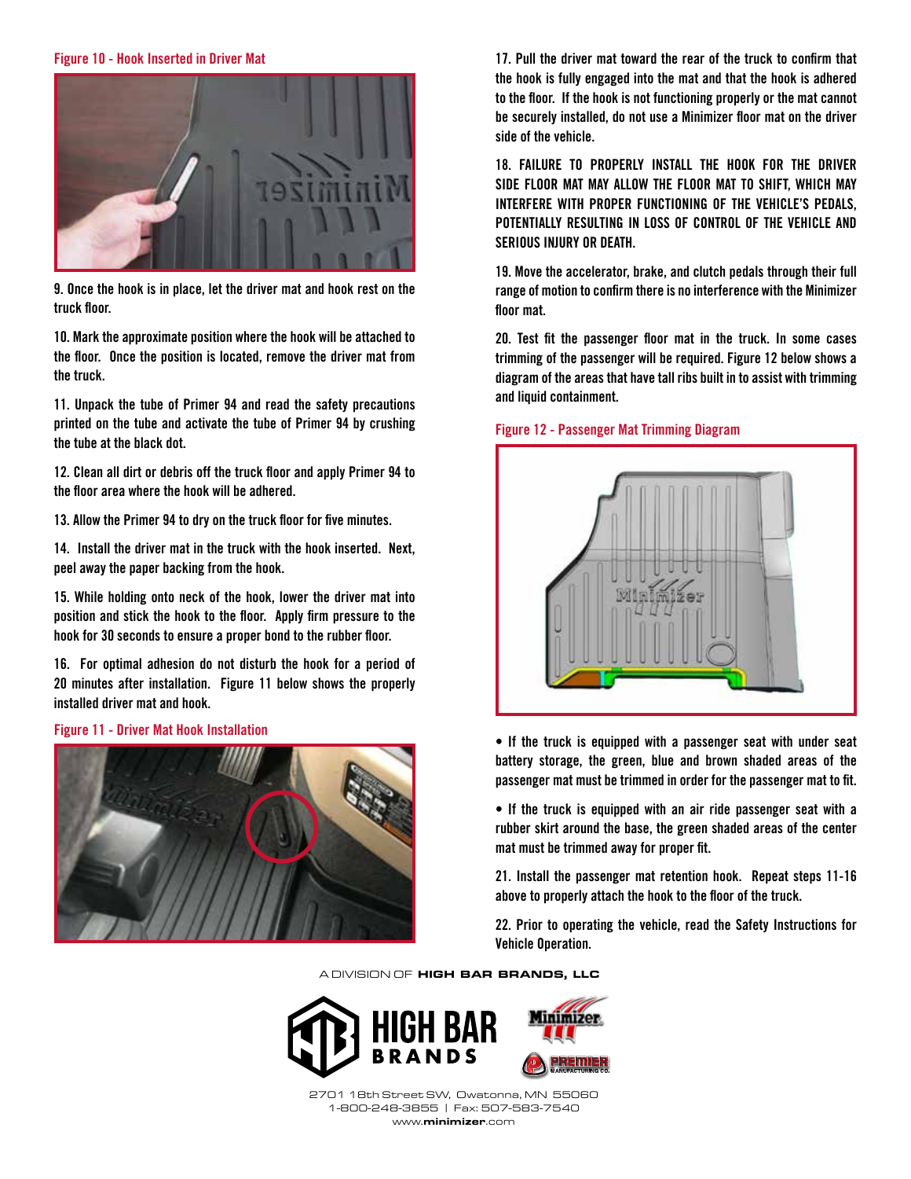Figure 10 - Hook Inserted in Driver Mat

9. Once the hook is in place, let the driver mat and hook rest on the truck floor.

10. Mark the approximate position where the hook will be attached to the floor. Once the position is located, remove the driver mat from the truck.

11. Unpack the tube of Primer 94 and read the safety precautions printed on the tube and activate the tube of Primer 94 by crushing the tube at the black dot.

12. Clean all dirt or debris off the truck floor and apply Primer 94 to the floor area where the hook will be adhered.

13. Allow the Primer 94 to dry on the truck floor for five minutes.

14. Install the driver mat in the truck with the hook inserted. Next, peel away the paper backing from the hook.

15. While holding onto neck of the hook, lower the driver mat into position and stick the hook to the floor. Apply firm pressure to the hook for 30 seconds to ensure a proper bond to the rubber floor.

16. For optimal adhesion do not disturb the hook for a period of 20 minutes after installation. Figure 11 below shows the properly installed driver mat and hook.

Figure 11 - Driver Mat Hook Installation

17. Pull the driver mat toward the rear of the truck to confirm that the hook is fully engaged into the mat and that the hook is adhered to the floor. If the hook is not functioning properly or the mat cannot be securely installed, do not use a Minimizer floor mat on the driver side of the vehicle.

18. FAILURE TO PROPERLY INSTALL THE HOOK FOR THE DRIVER SIDE FLOOR MAT MAY ALLOW THE FLOOR MAT TO SHIFT, WHICH MAY INTERFERE WITH PROPER FUNCTIONING OF THE VEHICLE'S PEDALS, POTENTIALLY RESULTING IN LOSS OF CONTROL OF THE VEHICLE AND SERIOUS INJURY OR DEATH.

19. Move the accelerator, brake, and clutch pedals through their full range of motion to confirm there is no interference with the Minimizer floor mat.

20. Test fit the passenger floor mat in the truck. In some cases trimming of the passenger will be required. Figure 12 below shows a diagram of the areas that have tall ribs built in to assist with trimming and liquid containment.

Figure 12 - Passenger Mat Trimming Diagram

- If the truck is equipped with a passenger seat with under seat battery storage, the green, blue and brown shaded areas of the passenger mat must be trimmed in order for the passenger mat to fit.
- If the truck is equipped with an air ride passenger seat with a rubber skirt around the base, the green shaded areas of the center mat must be trimmed away for proper fit.

21. Install the passenger mat retention hook. Repeat steps 11-16 above to properly attach the hook to the floor of the truck.

22. Prior to operating the vehicle, read the Safety Instructions for Vehicle Operation.

A DIVISION OF **HIGH BAR BRANDS, LLC**

HIGH BAR BRANDS

Minimizer

PREMIER MANUFACTURING CO.

2701 18th Street SW, Owatonna, MN 55060
1-800-248-3855 | Fax: 507-583-7540
www.**minimizer**.com